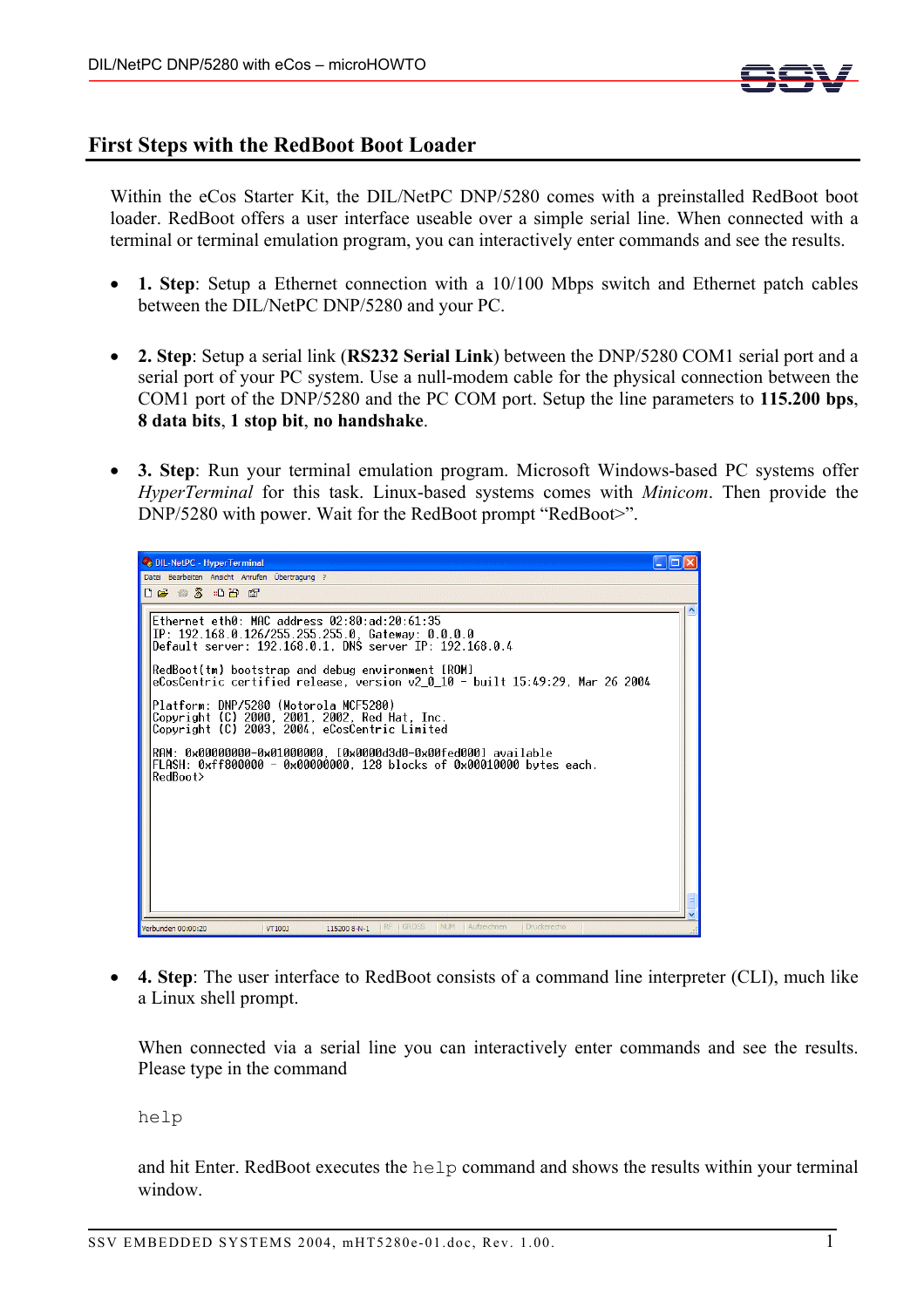## First Steps with the RedBoot Boot Loader

Within the eCos Starter Kit, the DIL/NetPC DNP/5280 comes with a preinstalled RedBoot boot loader. RedBoot offers a user interface useable over a simple serial line. When connected with a terminal or terminal emulation program, you can interactively enter commands and see the results.

- **1. Step**: Setup a Ethernet connection with a 10/100 Mbps switch and Ethernet patch cables between the DIL/NetPC DNP/5280 and your PC.

- **2. Step**: Setup a serial link (**RS232 Serial Link**) between the DNP/5280 COM1 serial port and a serial port of your PC system. Use a null-modem cable for the physical connection between the COM1 port of the DNP/5280 and the PC COM port. Setup the line parameters to **115.200 bps**, **8 data bits**, **1 stop bit**, **no handshake**.

- **3. Step**: Run your terminal emulation program. Microsoft Windows-based PC systems offer *HyperTerminal* for this task. Linux-based systems comes with *Minicom*. Then provide the DNP/5280 with power. Wait for the RedBoot prompt "RedBoot>".

```
Ethernet eth0: MAC address 02:80:ad:20:61:35
IP: 192.168.0.126/255.255.255.0, Gateway: 0.0.0.0
Default server: 192.168.0.1, DNS server IP: 192.168.0.4

RedBoot(tm) bootstrap and debug environment [ROM]
eCosCentric certified release, version v2_0_10 - built 15:49:29, Mar 26 2004

Platform: DNP/5280 (Motorola MCF5280)
Copyright (C) 2000, 2001, 2002, Red Hat, Inc.
Copyright (C) 2003, 2004, eCosCentric Limited

RAM: 0x00000000-0x01000000, [0x0000d3d0-0x00fed000] available
FLASH: 0xff800000 - 0x00000000, 128 blocks of 0x00010000 bytes each.
RedBoot>
```

- **4. Step**: The user interface to RedBoot consists of a command line interpreter (CLI), much like a Linux shell prompt.

  When connected via a serial line you can interactively enter commands and see the results. Please type in the command

  ```
  help
  ```

  and hit Enter. RedBoot executes the `help` command and shows the results within your terminal window.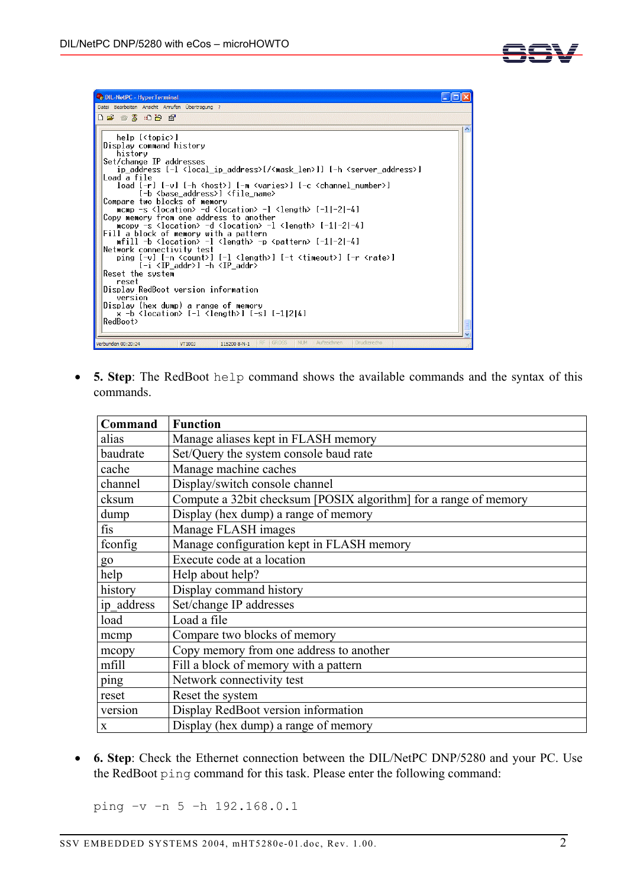```
  help [<topic>]
Display command history
  history
Set/change IP addresses
  ip_address [-l <local_ip_address>[/<mask_len>]] [-h <server_address>]
Load a file
  load [-r] [-v] [-h <host>] [-m <varies>] [-c <channel_number>]
       [-b <base_address>] <file_name>
Compare two blocks of memory
  mcmp -s <location> -d <location> -l <length> [-1|-2|-4]
Copy memory from one address to another
  mcopy -s <location> -d <location> -l <length> [-1|-2|-4]
Fill a block of memory with a pattern
  mfill -b <location> -l <length> -p <pattern> [-1|-2|-4]
Network connectivity test
  ping [-v] [-n <count>] [-l <length>] [-t <timeout>] [-r <rate>]
       [-i <IP_addr>] -h <IP_addr>
Reset the system
  reset
Display RedBoot version information
  version
Display (hex dump) a range of memory
  x -b <location> [-l <length>] [-s] [-1|2|4]
RedBoot>
```

- **5. Step**: The RedBoot `help` command shows the available commands and the syntax of this commands.

| Command | Function |
|---|---|
| alias | Manage aliases kept in FLASH memory |
| baudrate | Set/Query the system console baud rate |
| cache | Manage machine caches |
| channel | Display/switch console channel |
| cksum | Compute a 32bit checksum [POSIX algorithm] for a range of memory |
| dump | Display (hex dump) a range of memory |
| fis | Manage FLASH images |
| fconfig | Manage configuration kept in FLASH memory |
| go | Execute code at a location |
| help | Help about help? |
| history | Display command history |
| ip_address | Set/change IP addresses |
| load | Load a file |
| mcmp | Compare two blocks of memory |
| mcopy | Copy memory from one address to another |
| mfill | Fill a block of memory with a pattern |
| ping | Network connectivity test |
| reset | Reset the system |
| version | Display RedBoot version information |
| x | Display (hex dump) a range of memory |

- **6. Step**: Check the Ethernet connection between the DIL/NetPC DNP/5280 and your PC. Use the RedBoot `ping` command for this task. Please enter the following command:

```
ping -v -n 5 -h 192.168.0.1
```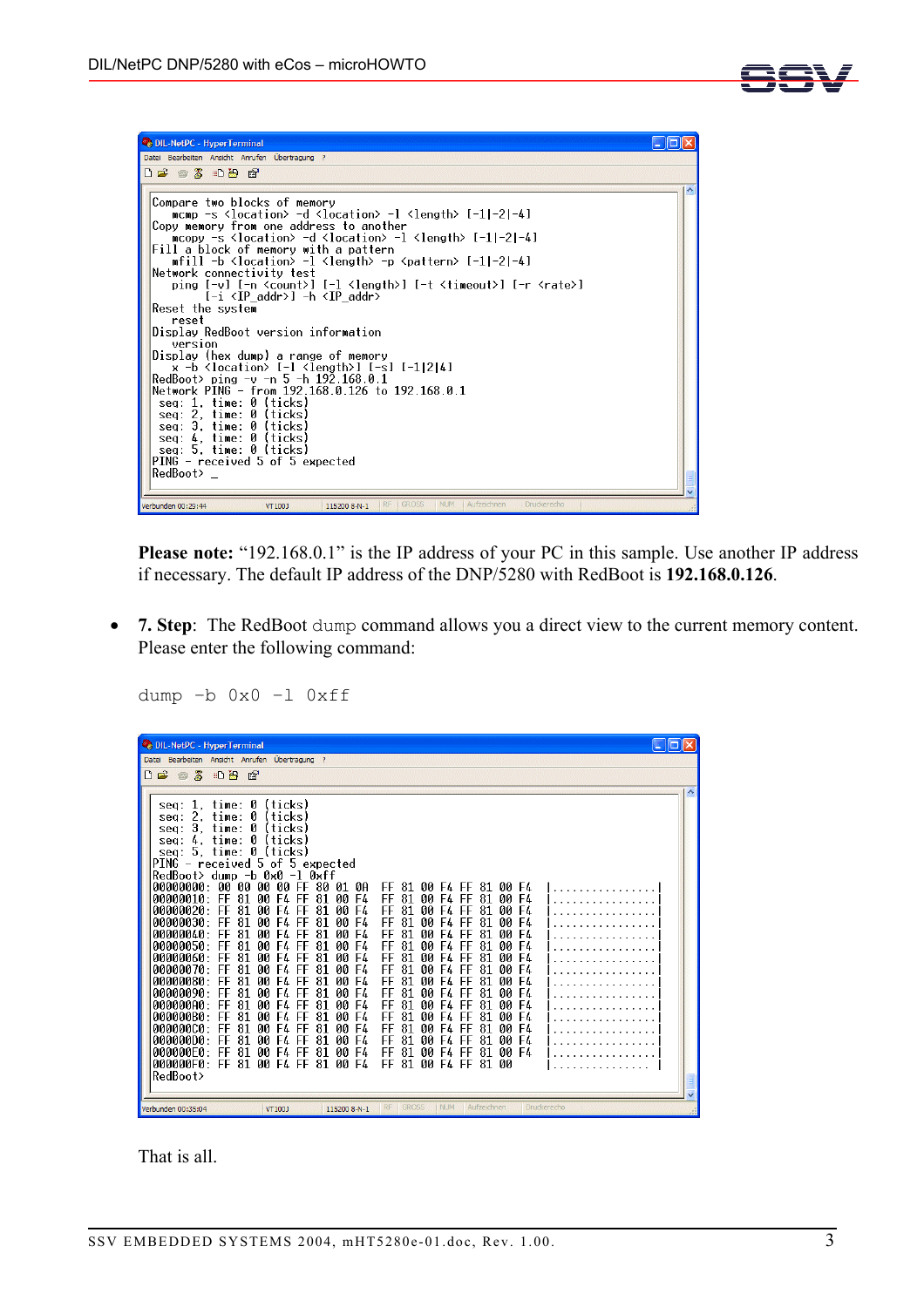```
Compare two blocks of memory
    mcmp -s <location> -d <location> -l <length> [-1|-2|-4]
Copy memory from one address to another
    mcopy -s <location> -d <location> -l <length> [-1|-2|-4]
Fill a block of memory with a pattern
    mfill -b <location> -l <length> -p <pattern> [-1|-2|-4]
Network connectivity test
    ping [-v] [-n <count>] [-l <length>] [-t <timeout>] [-r <rate>]
         [-i <IP_addr>] -h <IP_addr>
Reset the system
    reset
Display RedBoot version information
    version
Display (hex dump) a range of memory
    x -b <location> [-l <length>] [-s] [-1|2|4]
RedBoot> ping -v -n 5 -h 192.168.0.1
Network PING - from 192.168.0.126 to 192.168.0.1
 seq: 1, time: 0 (ticks)
 seq: 2, time: 0 (ticks)
 seq: 3, time: 0 (ticks)
 seq: 4, time: 0 (ticks)
 seq: 5, time: 0 (ticks)
PING - received 5 of 5 expected
RedBoot> _
```

**Please note:** “192.168.0.1” is the IP address of your PC in this sample. Use another IP address if necessary. The default IP address of the DNP/5280 with RedBoot is **192.168.0.126**.

- **7. Step**: The RedBoot `dump` command allows you a direct view to the current memory content. Please enter the following command:

```
dump -b 0x0 -l 0xff
```

```
 seq: 1, time: 0 (ticks)
 seq: 2, time: 0 (ticks)
 seq: 3, time: 0 (ticks)
 seq: 4, time: 0 (ticks)
 seq: 5, time: 0 (ticks)
PING - received 5 of 5 expected
RedBoot> dump -b 0x0 -l 0xff
00000000: 00 00 00 00 FF 80 01 0A  FF 81 00 F4 FF 81 00 F4  |................|
00000010: FF 81 00 F4 FF 81 00 F4  FF 81 00 F4 FF 81 00 F4  |................|
00000020: FF 81 00 F4 FF 81 00 F4  FF 81 00 F4 FF 81 00 F4  |................|
00000030: FF 81 00 F4 FF 81 00 F4  FF 81 00 F4 FF 81 00 F4  |................|
00000040: FF 81 00 F4 FF 81 00 F4  FF 81 00 F4 FF 81 00 F4  |................|
00000050: FF 81 00 F4 FF 81 00 F4  FF 81 00 F4 FF 81 00 F4  |................|
00000060: FF 81 00 F4 FF 81 00 F4  FF 81 00 F4 FF 81 00 F4  |................|
00000070: FF 81 00 F4 FF 81 00 F4  FF 81 00 F4 FF 81 00 F4  |................|
00000080: FF 81 00 F4 FF 81 00 F4  FF 81 00 F4 FF 81 00 F4  |................|
00000090: FF 81 00 F4 FF 81 00 F4  FF 81 00 F4 FF 81 00 F4  |................|
000000A0: FF 81 00 F4 FF 81 00 F4  FF 81 00 F4 FF 81 00 F4  |................|
000000B0: FF 81 00 F4 FF 81 00 F4  FF 81 00 F4 FF 81 00 F4  |................|
000000C0: FF 81 00 F4 FF 81 00 F4  FF 81 00 F4 FF 81 00 F4  |................|
000000D0: FF 81 00 F4 FF 81 00 F4  FF 81 00 F4 FF 81 00 F4  |................|
000000E0: FF 81 00 F4 FF 81 00 F4  FF 81 00 F4 FF 81 00 F4  |................|
000000F0: FF 81 00 F4 FF 81 00 F4  FF 81 00 F4 FF 81 00     |............... |
RedBoot>
```

That is all.